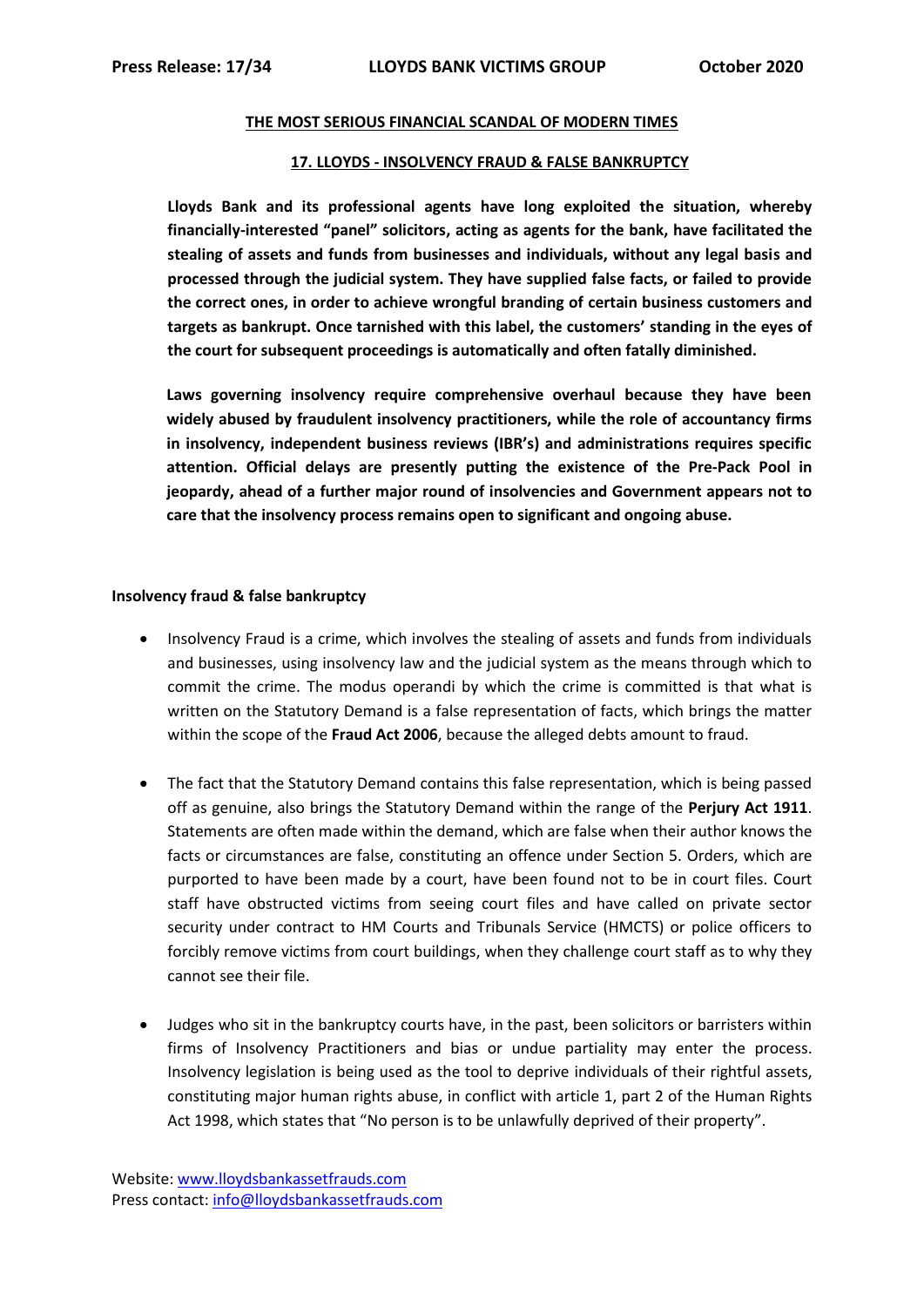**Press Release: 17/34 LLOYDS BANK VICTIMS GROUP October 2020**

## THE MOST SERIOUS FINANCIAL SCANDAL OF MODERN TIMES

### 17. LLOYDS - INSOLVENCY FRAUD & FALSE BANKRUPTCY

**Lloyds Bank and its professional agents have long exploited the situation, whereby financially-interested "panel" solicitors, acting as agents for the bank, have facilitated the stealing of assets and funds from businesses and individuals, without any legal basis and processed through the judicial system. They have supplied false facts, or failed to provide the correct ones, in order to achieve wrongful branding of certain business customers and targets as bankrupt. Once tarnished with this label, the customers' standing in the eyes of the court for subsequent proceedings is automatically and often fatally diminished.**

**Laws governing insolvency require comprehensive overhaul because they have been widely abused by fraudulent insolvency practitioners, while the role of accountancy firms in insolvency, independent business reviews (IBR's) and administrations requires specific attention. Official delays are presently putting the existence of the Pre-Pack Pool in jeopardy, ahead of a further major round of insolvencies and Government appears not to care that the insolvency process remains open to significant and ongoing abuse.**

**Insolvency fraud & false bankruptcy**

- Insolvency Fraud is a crime, which involves the stealing of assets and funds from individuals and businesses, using insolvency law and the judicial system as the means through which to commit the crime. The modus operandi by which the crime is committed is that what is written on the Statutory Demand is a false representation of facts, which brings the matter within the scope of the **Fraud Act 2006**, because the alleged debts amount to fraud.

- The fact that the Statutory Demand contains this false representation, which is being passed off as genuine, also brings the Statutory Demand within the range of the **Perjury Act 1911**. Statements are often made within the demand, which are false when their author knows the facts or circumstances are false, constituting an offence under Section 5. Orders, which are purported to have been made by a court, have been found not to be in court files. Court staff have obstructed victims from seeing court files and have called on private sector security under contract to HM Courts and Tribunals Service (HMCTS) or police officers to forcibly remove victims from court buildings, when they challenge court staff as to why they cannot see their file.

- Judges who sit in the bankruptcy courts have, in the past, been solicitors or barristers within firms of Insolvency Practitioners and bias or undue partiality may enter the process. Insolvency legislation is being used as the tool to deprive individuals of their rightful assets, constituting major human rights abuse, in conflict with article 1, part 2 of the Human Rights Act 1998, which states that "No person is to be unlawfully deprived of their property".

Website: www.lloydsbankassetfrauds.com
Press contact: info@lloydsbankassetfrauds.com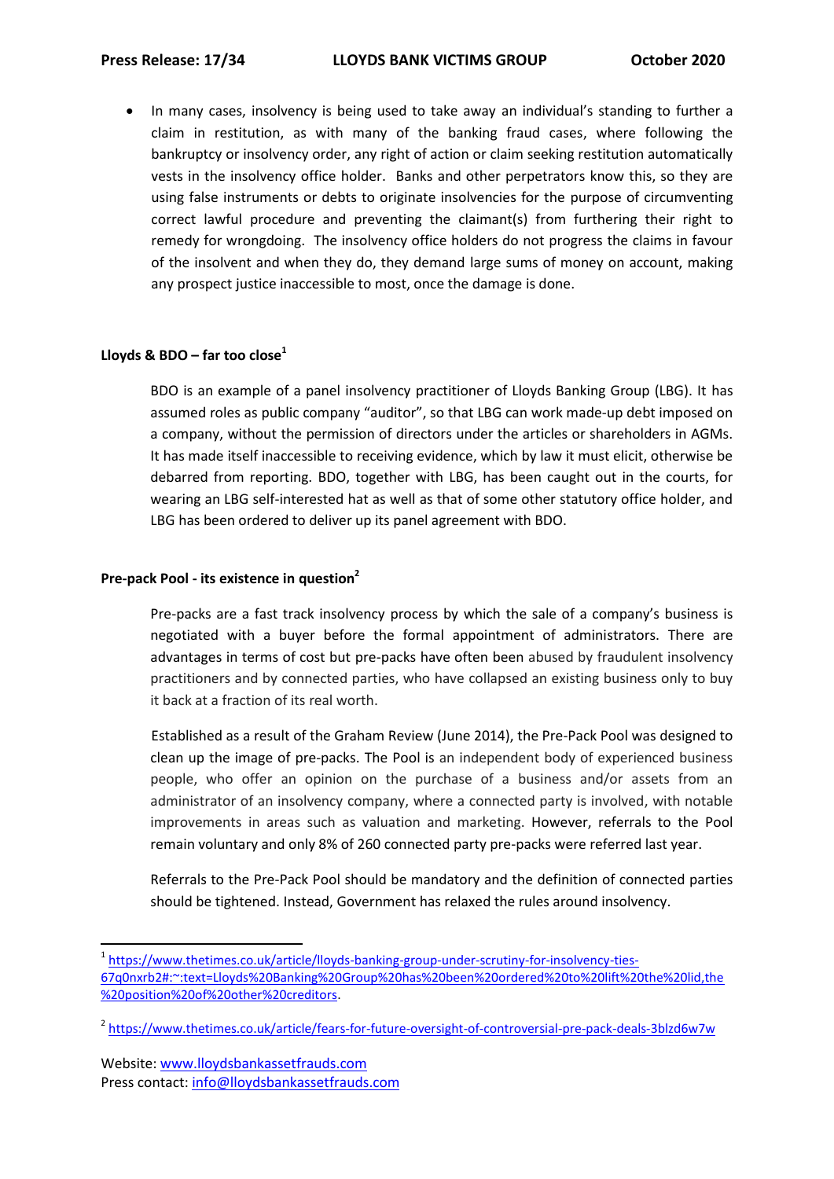- In many cases, insolvency is being used to take away an individual's standing to further a claim in restitution, as with many of the banking fraud cases, where following the bankruptcy or insolvency order, any right of action or claim seeking restitution automatically vests in the insolvency office holder. Banks and other perpetrators know this, so they are using false instruments or debts to originate insolvencies for the purpose of circumventing correct lawful procedure and preventing the claimant(s) from furthering their right to remedy for wrongdoing. The insolvency office holders do not progress the claims in favour of the insolvent and when they do, they demand large sums of money on account, making any prospect justice inaccessible to most, once the damage is done.

**Lloyds & BDO – far too close[1]**

BDO is an example of a panel insolvency practitioner of Lloyds Banking Group (LBG). It has assumed roles as public company "auditor", so that LBG can work made-up debt imposed on a company, without the permission of directors under the articles or shareholders in AGMs. It has made itself inaccessible to receiving evidence, which by law it must elicit, otherwise be debarred from reporting. BDO, together with LBG, has been caught out in the courts, for wearing an LBG self-interested hat as well as that of some other statutory office holder, and LBG has been ordered to deliver up its panel agreement with BDO.

**Pre-pack Pool - its existence in question[2]**

Pre-packs are a fast track insolvency process by which the sale of a company's business is negotiated with a buyer before the formal appointment of administrators. There are advantages in terms of cost but pre-packs have often been abused by fraudulent insolvency practitioners and by connected parties, who have collapsed an existing business only to buy it back at a fraction of its real worth.

Established as a result of the Graham Review (June 2014), the Pre-Pack Pool was designed to clean up the image of pre-packs. The Pool is an independent body of experienced business people, who offer an opinion on the purchase of a business and/or assets from an administrator of an insolvency company, where a connected party is involved, with notable improvements in areas such as valuation and marketing. However, referrals to the Pool remain voluntary and only 8% of 260 connected party pre-packs were referred last year.

Referrals to the Pre-Pack Pool should be mandatory and the definition of connected parties should be tightened. Instead, Government has relaxed the rules around insolvency.

---

[1] https://www.thetimes.co.uk/article/lloyds-banking-group-under-scrutiny-for-insolvency-ties-67q0nxrb2#:~:text=Lloyds%20Banking%20Group%20has%20been%20ordered%20to%20lift%20the%20lid,the%20position%20of%20other%20creditors.

[2] https://www.thetimes.co.uk/article/fears-for-future-oversight-of-controversial-pre-pack-deals-3blzd6w7w

Website: www.lloydsbankassetfrauds.com
Press contact: info@lloydsbankassetfrauds.com